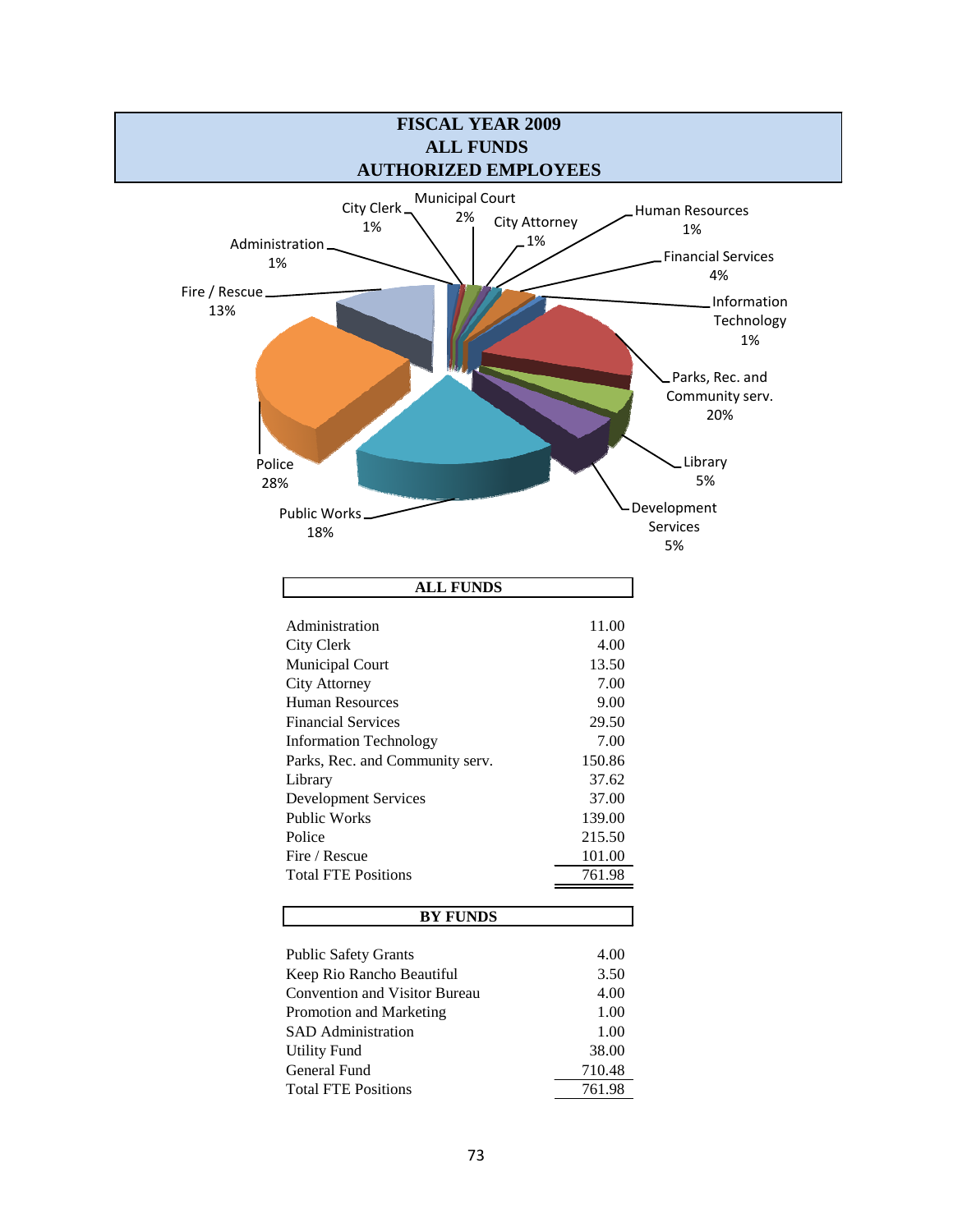# FISCAL YEAR 2009
# ALL FUNDS
# AUTHORIZED EMPLOYEES

City Clerk 1%, Municipal Court 2%, City Attorney 1%, Human Resources 1%, Financial Services 4%, Information Technology 1%, Parks, Rec. and Community serv. 20%, Library 5%, Development Services 5%, Public Works 18%, Police 28%, Fire / Rescue 13%, Administration 1%

| ALL FUNDS | |
|---|---|
| Administration | 11.00 |
| City Clerk | 4.00 |
| Municipal Court | 13.50 |
| City Attorney | 7.00 |
| Human Resources | 9.00 |
| Financial Services | 29.50 |
| Information Technology | 7.00 |
| Parks, Rec. and Community serv. | 150.86 |
| Library | 37.62 |
| Development Services | 37.00 |
| Public Works | 139.00 |
| Police | 215.50 |
| Fire / Rescue | 101.00 |
| Total FTE Positions | 761.98 |

| BY FUNDS | |
|---|---|
| Public Safety Grants | 4.00 |
| Keep Rio Rancho Beautiful | 3.50 |
| Convention and Visitor Bureau | 4.00 |
| Promotion and Marketing | 1.00 |
| SAD Administration | 1.00 |
| Utility Fund | 38.00 |
| General Fund | 710.48 |
| Total FTE Positions | 761.98 |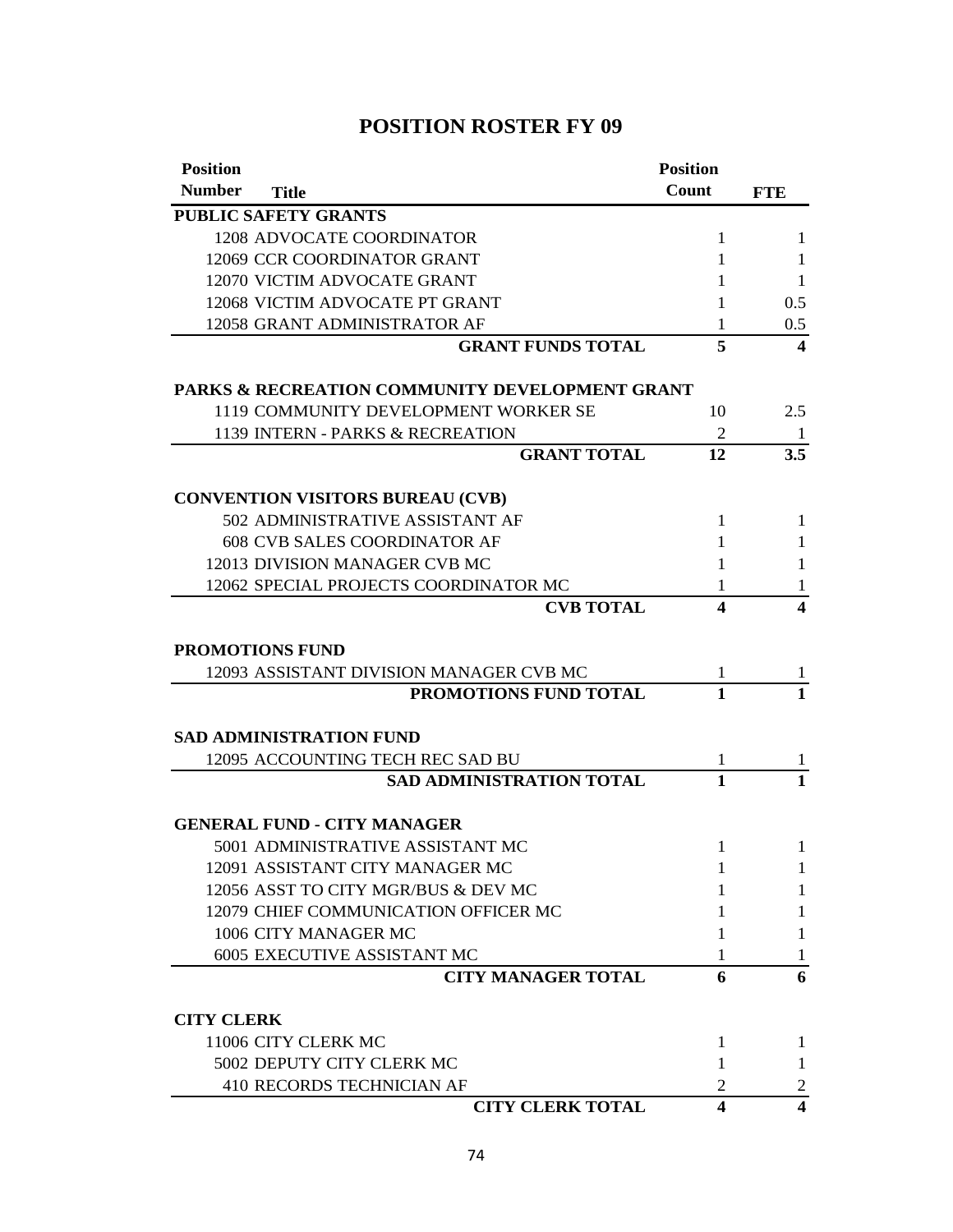# POSITION ROSTER FY 09

| Position Number | Title | Position Count | FTE |
|---|---|---|---|
| **PUBLIC SAFETY GRANTS** | | | |
| 1208 | ADVOCATE COORDINATOR | 1 | 1 |
| 12069 | CCR COORDINATOR GRANT | 1 | 1 |
| 12070 | VICTIM ADVOCATE GRANT | 1 | 1 |
| 12068 | VICTIM ADVOCATE PT GRANT | 1 | 0.5 |
| 12058 | GRANT ADMINISTRATOR AF | 1 | 0.5 |
| | **GRANT FUNDS TOTAL** | **5** | **4** |
| **PARKS & RECREATION COMMUNITY DEVELOPMENT GRANT** | | | |
| 1119 | COMMUNITY DEVELOPMENT WORKER SE | 10 | 2.5 |
| 1139 | INTERN - PARKS & RECREATION | 2 | 1 |
| | **GRANT TOTAL** | **12** | **3.5** |
| **CONVENTION VISITORS BUREAU (CVB)** | | | |
| 502 | ADMINISTRATIVE ASSISTANT AF | 1 | 1 |
| 608 | CVB SALES COORDINATOR AF | 1 | 1 |
| 12013 | DIVISION MANAGER CVB MC | 1 | 1 |
| 12062 | SPECIAL PROJECTS COORDINATOR MC | 1 | 1 |
| | **CVB TOTAL** | **4** | **4** |
| **PROMOTIONS FUND** | | | |
| 12093 | ASSISTANT DIVISION MANAGER CVB MC | 1 | 1 |
| | **PROMOTIONS FUND TOTAL** | **1** | **1** |
| **SAD ADMINISTRATION FUND** | | | |
| 12095 | ACCOUNTING TECH REC SAD BU | 1 | 1 |
| | **SAD ADMINISTRATION TOTAL** | **1** | **1** |
| **GENERAL FUND - CITY MANAGER** | | | |
| 5001 | ADMINISTRATIVE ASSISTANT MC | 1 | 1 |
| 12091 | ASSISTANT CITY MANAGER MC | 1 | 1 |
| 12056 | ASST TO CITY MGR/BUS & DEV MC | 1 | 1 |
| 12079 | CHIEF COMMUNICATION OFFICER MC | 1 | 1 |
| 1006 | CITY MANAGER MC | 1 | 1 |
| 6005 | EXECUTIVE ASSISTANT MC | 1 | 1 |
| | **CITY MANAGER TOTAL** | **6** | **6** |
| **CITY CLERK** | | | |
| 11006 | CITY CLERK MC | 1 | 1 |
| 5002 | DEPUTY CITY CLERK MC | 1 | 1 |
| 410 | RECORDS TECHNICIAN AF | 2 | 2 |
| | **CITY CLERK TOTAL** | **4** | **4** |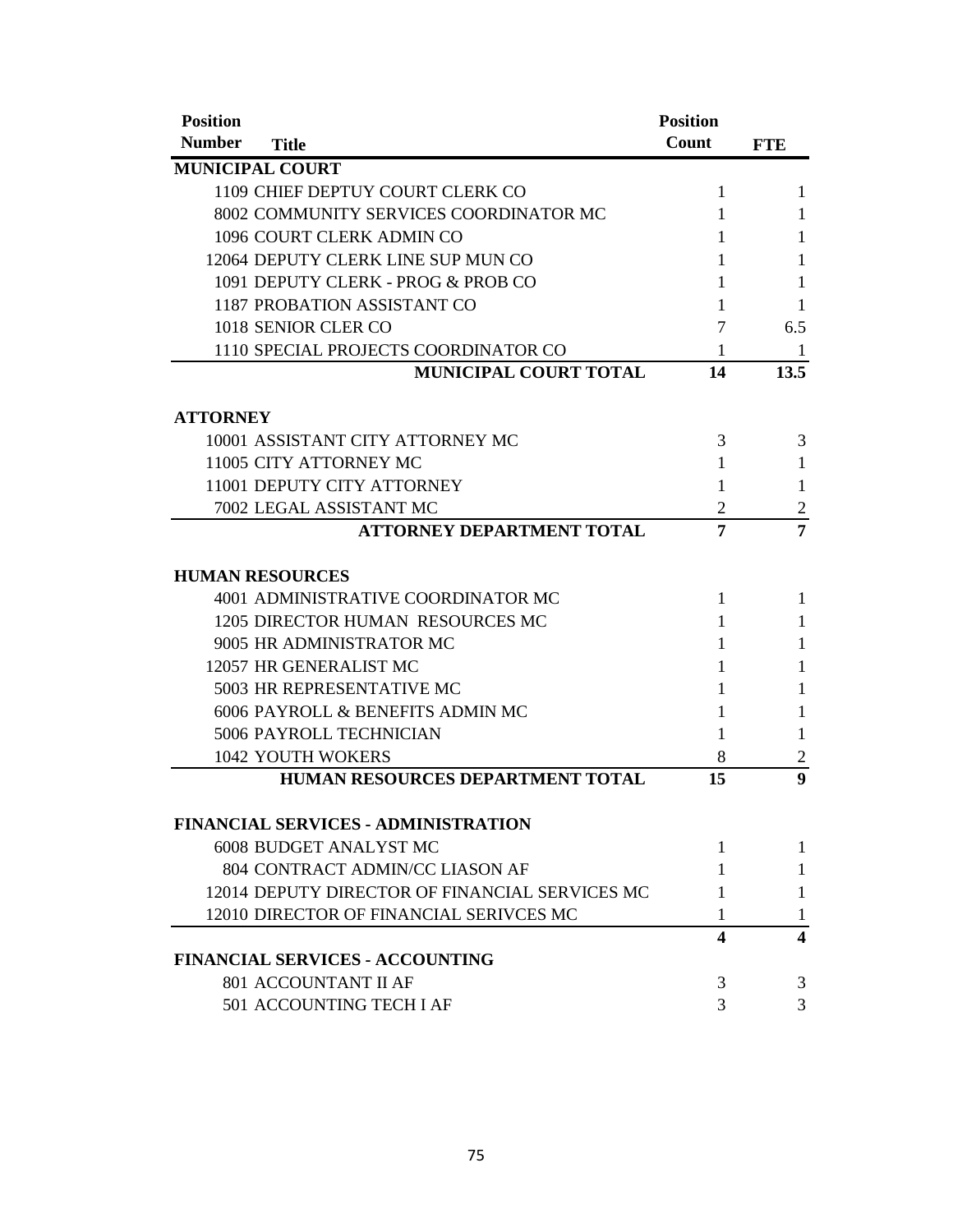| Position Number | Title | Position Count | FTE |
|---|---|---|---|
| **MUNICIPAL COURT** | | | |
| 1109 | CHIEF DEPTUY COURT CLERK CO | 1 | 1 |
| 8002 | COMMUNITY SERVICES COORDINATOR MC | 1 | 1 |
| 1096 | COURT CLERK ADMIN CO | 1 | 1 |
| 12064 | DEPUTY CLERK LINE SUP MUN CO | 1 | 1 |
| 1091 | DEPUTY CLERK - PROG & PROB CO | 1 | 1 |
| 1187 | PROBATION ASSISTANT CO | 1 | 1 |
| 1018 | SENIOR CLER CO | 7 | 6.5 |
| 1110 | SPECIAL PROJECTS COORDINATOR CO | 1 | 1 |
| | **MUNICIPAL COURT TOTAL** | **14** | **13.5** |
| **ATTORNEY** | | | |
| 10001 | ASSISTANT CITY ATTORNEY MC | 3 | 3 |
| 11005 | CITY ATTORNEY MC | 1 | 1 |
| 11001 | DEPUTY CITY ATTORNEY | 1 | 1 |
| 7002 | LEGAL ASSISTANT MC | 2 | 2 |
| | **ATTORNEY DEPARTMENT TOTAL** | **7** | **7** |
| **HUMAN RESOURCES** | | | |
| 4001 | ADMINISTRATIVE COORDINATOR MC | 1 | 1 |
| 1205 | DIRECTOR HUMAN RESOURCES MC | 1 | 1 |
| 9005 | HR ADMINISTRATOR MC | 1 | 1 |
| 12057 | HR GENERALIST MC | 1 | 1 |
| 5003 | HR REPRESENTATIVE MC | 1 | 1 |
| 6006 | PAYROLL & BENEFITS ADMIN MC | 1 | 1 |
| 5006 | PAYROLL TECHNICIAN | 1 | 1 |
| 1042 | YOUTH WOKERS | 8 | 2 |
| | **HUMAN RESOURCES DEPARTMENT TOTAL** | **15** | **9** |
| **FINANCIAL SERVICES - ADMINISTRATION** | | | |
| 6008 | BUDGET ANALYST MC | 1 | 1 |
| 804 | CONTRACT ADMIN/CC LIASON AF | 1 | 1 |
| 12014 | DEPUTY DIRECTOR OF FINANCIAL SERVICES MC | 1 | 1 |
| 12010 | DIRECTOR OF FINANCIAL SERIVCES MC | 1 | 1 |
| | | **4** | **4** |
| **FINANCIAL SERVICES - ACCOUNTING** | | | |
| 801 | ACCOUNTANT II AF | 3 | 3 |
| 501 | ACCOUNTING TECH I AF | 3 | 3 |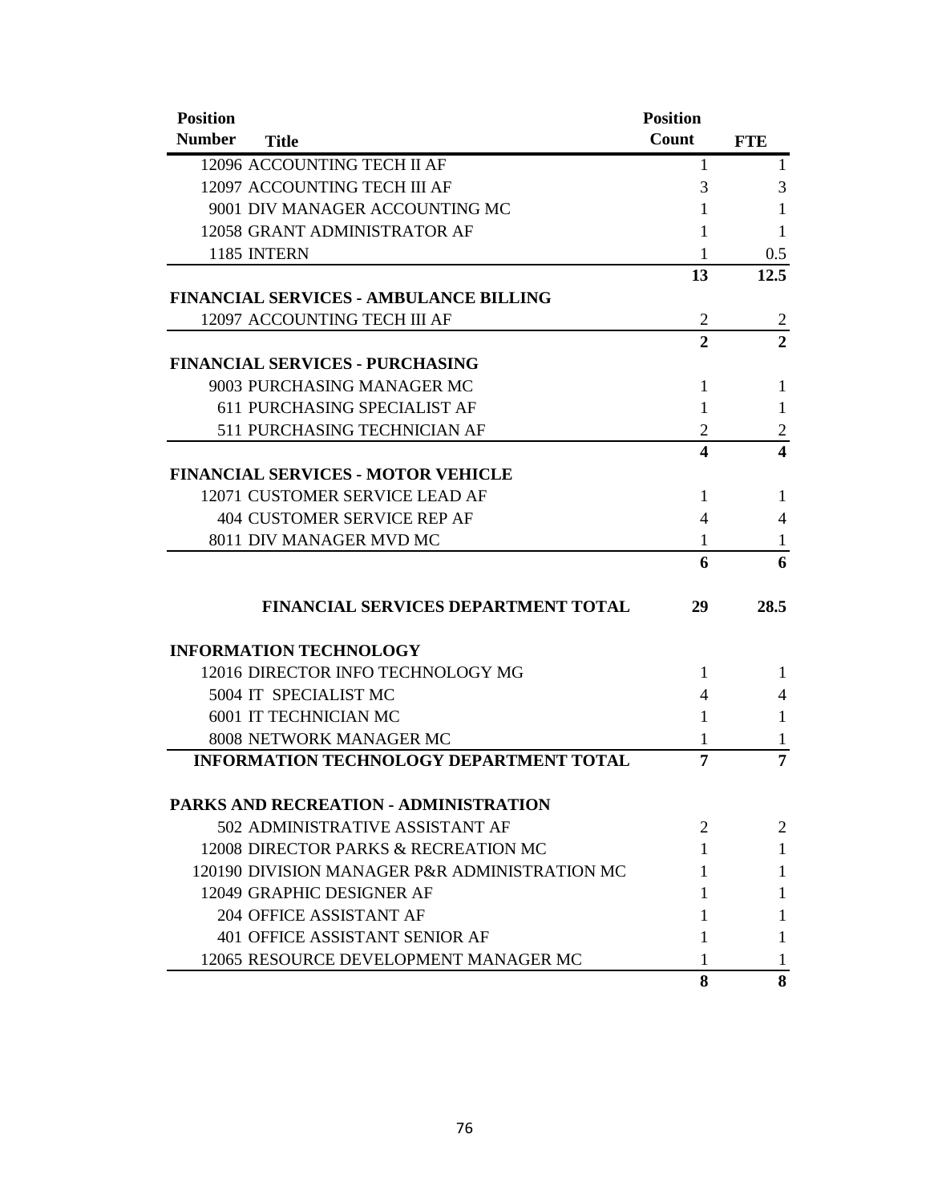| Position Number | Title | Position Count | FTE |
|---|---|---|---|
| 12096 | ACCOUNTING TECH II AF | 1 | 1 |
| 12097 | ACCOUNTING TECH III AF | 3 | 3 |
| 9001 | DIV MANAGER ACCOUNTING MC | 1 | 1 |
| 12058 | GRANT ADMINISTRATOR AF | 1 | 1 |
| 1185 | INTERN | 1 | 0.5 |
| | | **13** | **12.5** |
| | **FINANCIAL SERVICES - AMBULANCE BILLING** | | |
| 12097 | ACCOUNTING TECH III AF | 2 | 2 |
| | | **2** | **2** |
| | **FINANCIAL SERVICES - PURCHASING** | | |
| 9003 | PURCHASING MANAGER MC | 1 | 1 |
| 611 | PURCHASING SPECIALIST AF | 1 | 1 |
| 511 | PURCHASING TECHNICIAN AF | 2 | 2 |
| | | **4** | **4** |
| | **FINANCIAL SERVICES - MOTOR VEHICLE** | | |
| 12071 | CUSTOMER SERVICE LEAD AF | 1 | 1 |
| 404 | CUSTOMER SERVICE REP AF | 4 | 4 |
| 8011 | DIV MANAGER MVD MC | 1 | 1 |
| | | **6** | **6** |
| | **FINANCIAL SERVICES DEPARTMENT TOTAL** | **29** | **28.5** |
| | **INFORMATION TECHNOLOGY** | | |
| 12016 | DIRECTOR INFO TECHNOLOGY MG | 1 | 1 |
| 5004 | IT SPECIALIST MC | 4 | 4 |
| 6001 | IT TECHNICIAN MC | 1 | 1 |
| 8008 | NETWORK MANAGER MC | 1 | 1 |
| | **INFORMATION TECHNOLOGY DEPARTMENT TOTAL** | **7** | **7** |
| | **PARKS AND RECREATION - ADMINISTRATION** | | |
| 502 | ADMINISTRATIVE ASSISTANT AF | 2 | 2 |
| 12008 | DIRECTOR PARKS & RECREATION MC | 1 | 1 |
| 120190 | DIVISION MANAGER P&R ADMINISTRATION MC | 1 | 1 |
| 12049 | GRAPHIC DESIGNER AF | 1 | 1 |
| 204 | OFFICE ASSISTANT AF | 1 | 1 |
| 401 | OFFICE ASSISTANT SENIOR AF | 1 | 1 |
| 12065 | RESOURCE DEVELOPMENT MANAGER MC | 1 | 1 |
| | | **8** | **8** |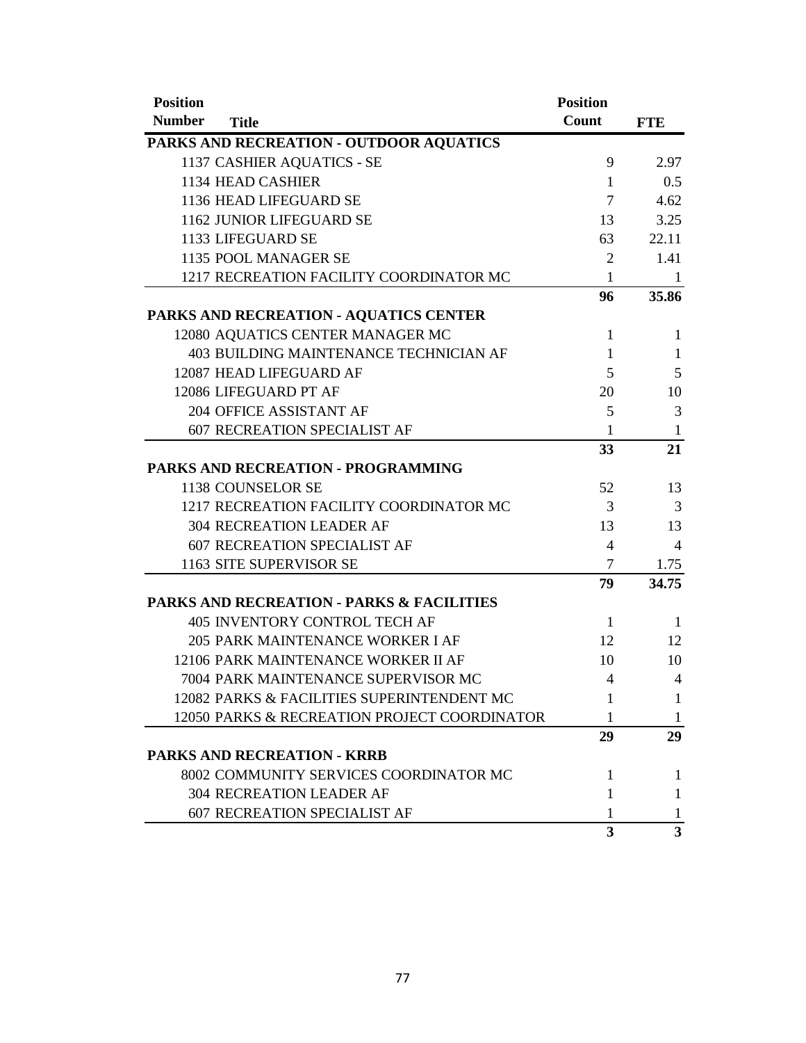| Position Number | Title | Position Count | FTE |
|---|---|---|---|
| **PARKS AND RECREATION - OUTDOOR AQUATICS** | | | |
| 1137 | CASHIER AQUATICS - SE | 9 | 2.97 |
| 1134 | HEAD CASHIER | 1 | 0.5 |
| 1136 | HEAD LIFEGUARD SE | 7 | 4.62 |
| 1162 | JUNIOR LIFEGUARD SE | 13 | 3.25 |
| 1133 | LIFEGUARD SE | 63 | 22.11 |
| 1135 | POOL MANAGER SE | 2 | 1.41 |
| 1217 | RECREATION FACILITY COORDINATOR MC | 1 | 1 |
| | | **96** | **35.86** |
| **PARKS AND RECREATION - AQUATICS CENTER** | | | |
| 12080 | AQUATICS CENTER MANAGER MC | 1 | 1 |
| 403 | BUILDING MAINTENANCE TECHNICIAN AF | 1 | 1 |
| 12087 | HEAD LIFEGUARD AF | 5 | 5 |
| 12086 | LIFEGUARD PT AF | 20 | 10 |
| 204 | OFFICE ASSISTANT AF | 5 | 3 |
| 607 | RECREATION SPECIALIST AF | 1 | 1 |
| | | **33** | **21** |
| **PARKS AND RECREATION - PROGRAMMING** | | | |
| 1138 | COUNSELOR SE | 52 | 13 |
| 1217 | RECREATION FACILITY COORDINATOR MC | 3 | 3 |
| 304 | RECREATION LEADER AF | 13 | 13 |
| 607 | RECREATION SPECIALIST AF | 4 | 4 |
| 1163 | SITE SUPERVISOR SE | 7 | 1.75 |
| | | **79** | **34.75** |
| **PARKS AND RECREATION - PARKS & FACILITIES** | | | |
| 405 | INVENTORY CONTROL TECH AF | 1 | 1 |
| 205 | PARK MAINTENANCE WORKER I AF | 12 | 12 |
| 12106 | PARK MAINTENANCE WORKER II AF | 10 | 10 |
| 7004 | PARK MAINTENANCE SUPERVISOR MC | 4 | 4 |
| 12082 | PARKS & FACILITIES SUPERINTENDENT MC | 1 | 1 |
| 12050 | PARKS & RECREATION PROJECT COORDINATOR | 1 | 1 |
| | | **29** | **29** |
| **PARKS AND RECREATION - KRRB** | | | |
| 8002 | COMMUNITY SERVICES COORDINATOR MC | 1 | 1 |
| 304 | RECREATION LEADER AF | 1 | 1 |
| 607 | RECREATION SPECIALIST AF | 1 | 1 |
| | | **3** | **3** |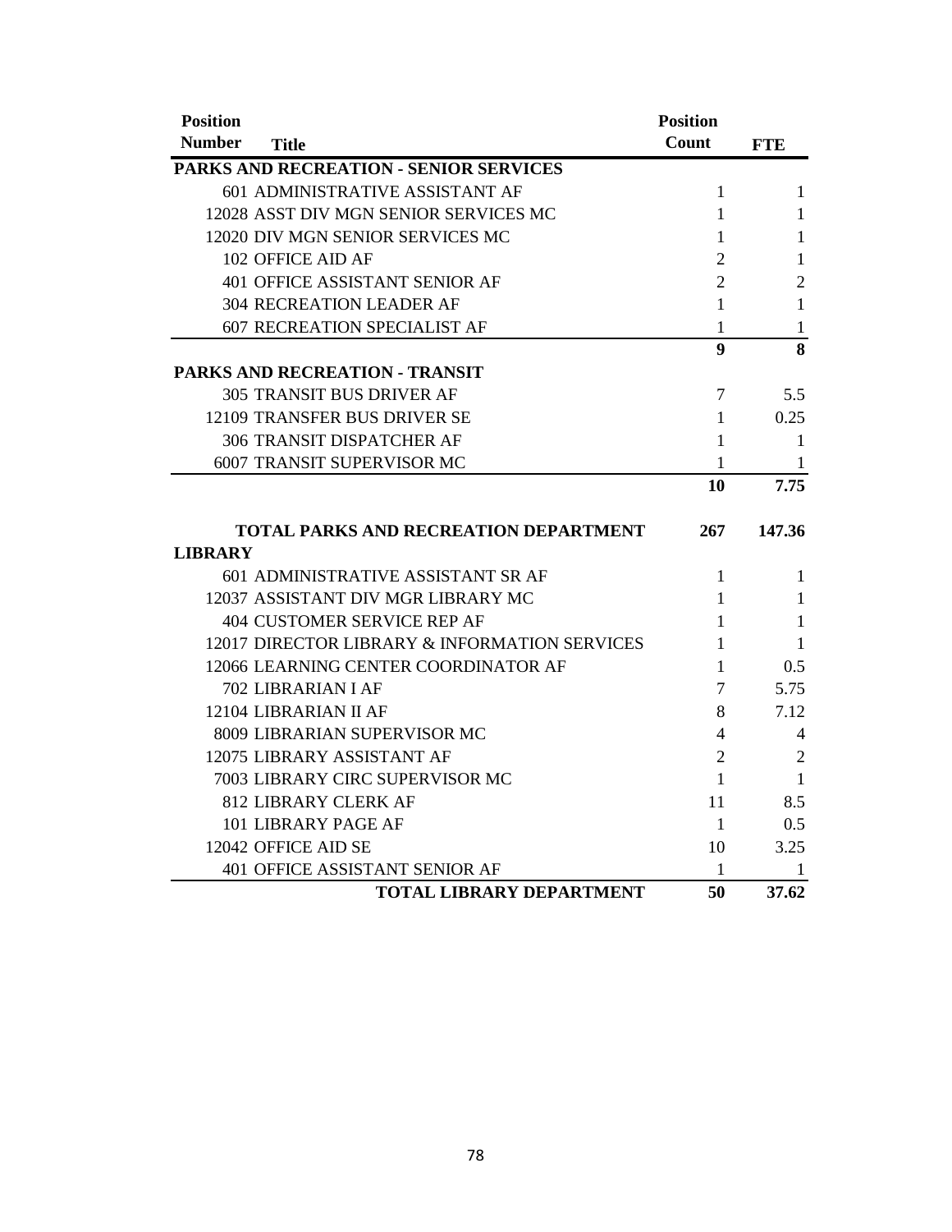| Position Number | Title | Position Count | FTE |
|---|---|---|---|
| | **PARKS AND RECREATION - SENIOR SERVICES** | | |
| 601 | ADMINISTRATIVE ASSISTANT AF | 1 | 1 |
| 12028 | ASST DIV MGN SENIOR SERVICES MC | 1 | 1 |
| 12020 | DIV MGN SENIOR SERVICES MC | 1 | 1 |
| 102 | OFFICE AID AF | 2 | 1 |
| 401 | OFFICE ASSISTANT SENIOR AF | 2 | 2 |
| 304 | RECREATION LEADER AF | 1 | 1 |
| 607 | RECREATION SPECIALIST AF | 1 | 1 |
| | | **9** | **8** |
| | **PARKS AND RECREATION - TRANSIT** | | |
| 305 | TRANSIT BUS DRIVER AF | 7 | 5.5 |
| 12109 | TRANSFER BUS DRIVER SE | 1 | 0.25 |
| 306 | TRANSIT DISPATCHER AF | 1 | 1 |
| 6007 | TRANSIT SUPERVISOR MC | 1 | 1 |
| | | **10** | **7.75** |
| | **TOTAL PARKS AND RECREATION DEPARTMENT** | **267** | **147.36** |
| | **LIBRARY** | | |
| 601 | ADMINISTRATIVE ASSISTANT SR AF | 1 | 1 |
| 12037 | ASSISTANT DIV MGR LIBRARY MC | 1 | 1 |
| 404 | CUSTOMER SERVICE REP AF | 1 | 1 |
| 12017 | DIRECTOR LIBRARY & INFORMATION SERVICES | 1 | 1 |
| 12066 | LEARNING CENTER COORDINATOR AF | 1 | 0.5 |
| 702 | LIBRARIAN I AF | 7 | 5.75 |
| 12104 | LIBRARIAN II AF | 8 | 7.12 |
| 8009 | LIBRARIAN SUPERVISOR MC | 4 | 4 |
| 12075 | LIBRARY ASSISTANT AF | 2 | 2 |
| 7003 | LIBRARY CIRC SUPERVISOR MC | 1 | 1 |
| 812 | LIBRARY CLERK AF | 11 | 8.5 |
| 101 | LIBRARY PAGE AF | 1 | 0.5 |
| 12042 | OFFICE AID SE | 10 | 3.25 |
| 401 | OFFICE ASSISTANT SENIOR AF | 1 | 1 |
| | **TOTAL LIBRARY DEPARTMENT** | **50** | **37.62** |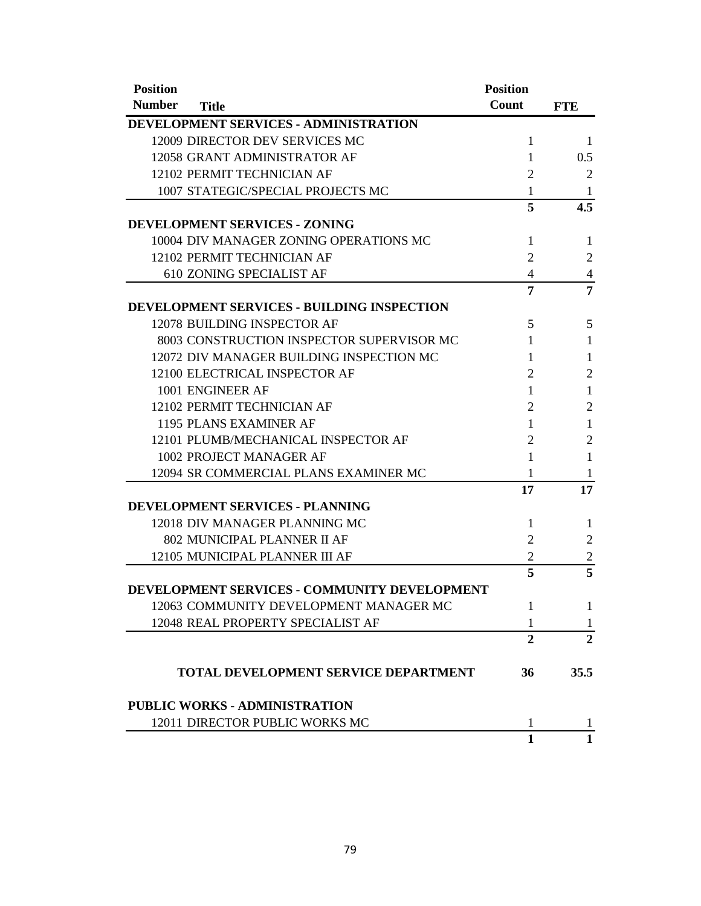| Position Number | Title | Position Count | FTE |
|---|---|---|---|
| **DEVELOPMENT SERVICES - ADMINISTRATION** | | | |
| 12009 | DIRECTOR DEV SERVICES MC | 1 | 1 |
| 12058 | GRANT ADMINISTRATOR AF | 1 | 0.5 |
| 12102 | PERMIT TECHNICIAN AF | 2 | 2 |
| 1007 | STATEGIC/SPECIAL PROJECTS MC | 1 | 1 |
| | | **5** | **4.5** |
| **DEVELOPMENT SERVICES - ZONING** | | | |
| 10004 | DIV MANAGER ZONING OPERATIONS MC | 1 | 1 |
| 12102 | PERMIT TECHNICIAN AF | 2 | 2 |
| 610 | ZONING SPECIALIST AF | 4 | 4 |
| | | **7** | **7** |
| **DEVELOPMENT SERVICES - BUILDING INSPECTION** | | | |
| 12078 | BUILDING INSPECTOR AF | 5 | 5 |
| 8003 | CONSTRUCTION INSPECTOR SUPERVISOR MC | 1 | 1 |
| 12072 | DIV MANAGER BUILDING INSPECTION MC | 1 | 1 |
| 12100 | ELECTRICAL INSPECTOR AF | 2 | 2 |
| 1001 | ENGINEER AF | 1 | 1 |
| 12102 | PERMIT TECHNICIAN AF | 2 | 2 |
| 1195 | PLANS EXAMINER AF | 1 | 1 |
| 12101 | PLUMB/MECHANICAL INSPECTOR AF | 2 | 2 |
| 1002 | PROJECT MANAGER AF | 1 | 1 |
| 12094 | SR COMMERCIAL PLANS EXAMINER MC | 1 | 1 |
| | | **17** | **17** |
| **DEVELOPMENT SERVICES - PLANNING** | | | |
| 12018 | DIV MANAGER PLANNING MC | 1 | 1 |
| 802 | MUNICIPAL PLANNER II AF | 2 | 2 |
| 12105 | MUNICIPAL PLANNER III AF | 2 | 2 |
| | | **5** | **5** |
| **DEVELOPMENT SERVICES - COMMUNITY DEVELOPMENT** | | | |
| 12063 | COMMUNITY DEVELOPMENT MANAGER MC | 1 | 1 |
| 12048 | REAL PROPERTY SPECIALIST AF | 1 | 1 |
| | | **2** | **2** |
| | **TOTAL DEVELOPMENT SERVICE DEPARTMENT** | **36** | **35.5** |
| **PUBLIC WORKS - ADMINISTRATION** | | | |
| 12011 | DIRECTOR PUBLIC WORKS MC | 1 | 1 |
| | | **1** | **1** |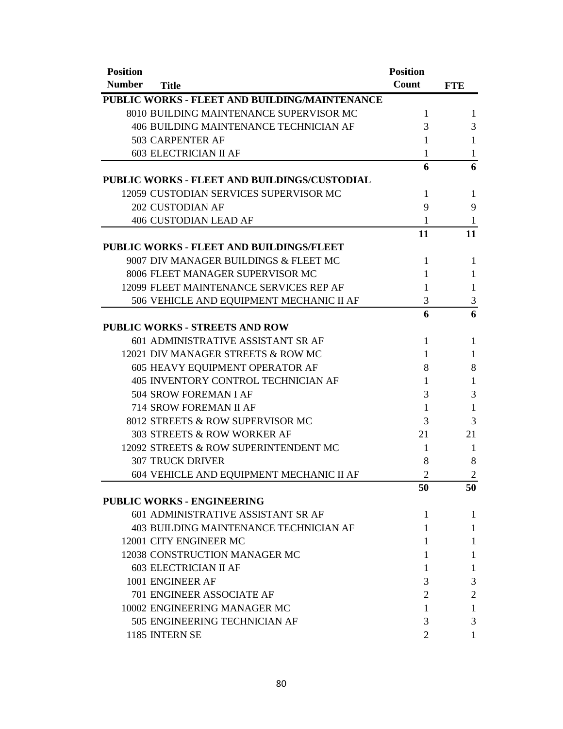| Position Number | Title | Position Count | FTE |
|---|---|---|---|
| **PUBLIC WORKS - FLEET AND BUILDING/MAINTENANCE** | | | |
| 8010 | BUILDING MAINTENANCE SUPERVISOR MC | 1 | 1 |
| 406 | BUILDING MAINTENANCE TECHNICIAN AF | 3 | 3 |
| 503 | CARPENTER AF | 1 | 1 |
| 603 | ELECTRICIAN II AF | 1 | 1 |
| | | **6** | **6** |
| **PUBLIC WORKS - FLEET AND BUILDINGS/CUSTODIAL** | | | |
| 12059 | CUSTODIAN SERVICES SUPERVISOR MC | 1 | 1 |
| 202 | CUSTODIAN AF | 9 | 9 |
| 406 | CUSTODIAN LEAD AF | 1 | 1 |
| | | **11** | **11** |
| **PUBLIC WORKS - FLEET AND BUILDINGS/FLEET** | | | |
| 9007 | DIV MANAGER BUILDINGS & FLEET MC | 1 | 1 |
| 8006 | FLEET MANAGER SUPERVISOR MC | 1 | 1 |
| 12099 | FLEET MAINTENANCE SERVICES REP AF | 1 | 1 |
| 506 | VEHICLE AND EQUIPMENT MECHANIC II AF | 3 | 3 |
| | | **6** | **6** |
| **PUBLIC WORKS - STREETS AND ROW** | | | |
| 601 | ADMINISTRATIVE ASSISTANT SR AF | 1 | 1 |
| 12021 | DIV MANAGER STREETS & ROW MC | 1 | 1 |
| 605 | HEAVY EQUIPMENT OPERATOR AF | 8 | 8 |
| 405 | INVENTORY CONTROL TECHNICIAN AF | 1 | 1 |
| 504 | SROW FOREMAN I AF | 3 | 3 |
| 714 | SROW FOREMAN II AF | 1 | 1 |
| 8012 | STREETS & ROW SUPERVISOR MC | 3 | 3 |
| 303 | STREETS & ROW WORKER AF | 21 | 21 |
| 12092 | STREETS & ROW SUPERINTENDENT MC | 1 | 1 |
| 307 | TRUCK DRIVER | 8 | 8 |
| 604 | VEHICLE AND EQUIPMENT MECHANIC II AF | 2 | 2 |
| | | **50** | **50** |
| **PUBLIC WORKS - ENGINEERING** | | | |
| 601 | ADMINISTRATIVE ASSISTANT SR AF | 1 | 1 |
| 403 | BUILDING MAINTENANCE TECHNICIAN AF | 1 | 1 |
| 12001 | CITY ENGINEER MC | 1 | 1 |
| 12038 | CONSTRUCTION MANAGER MC | 1 | 1 |
| 603 | ELECTRICIAN II AF | 1 | 1 |
| 1001 | ENGINEER AF | 3 | 3 |
| 701 | ENGINEER ASSOCIATE AF | 2 | 2 |
| 10002 | ENGINEERING MANAGER MC | 1 | 1 |
| 505 | ENGINEERING TECHNICIAN AF | 3 | 3 |
| 1185 | INTERN SE | 2 | 1 |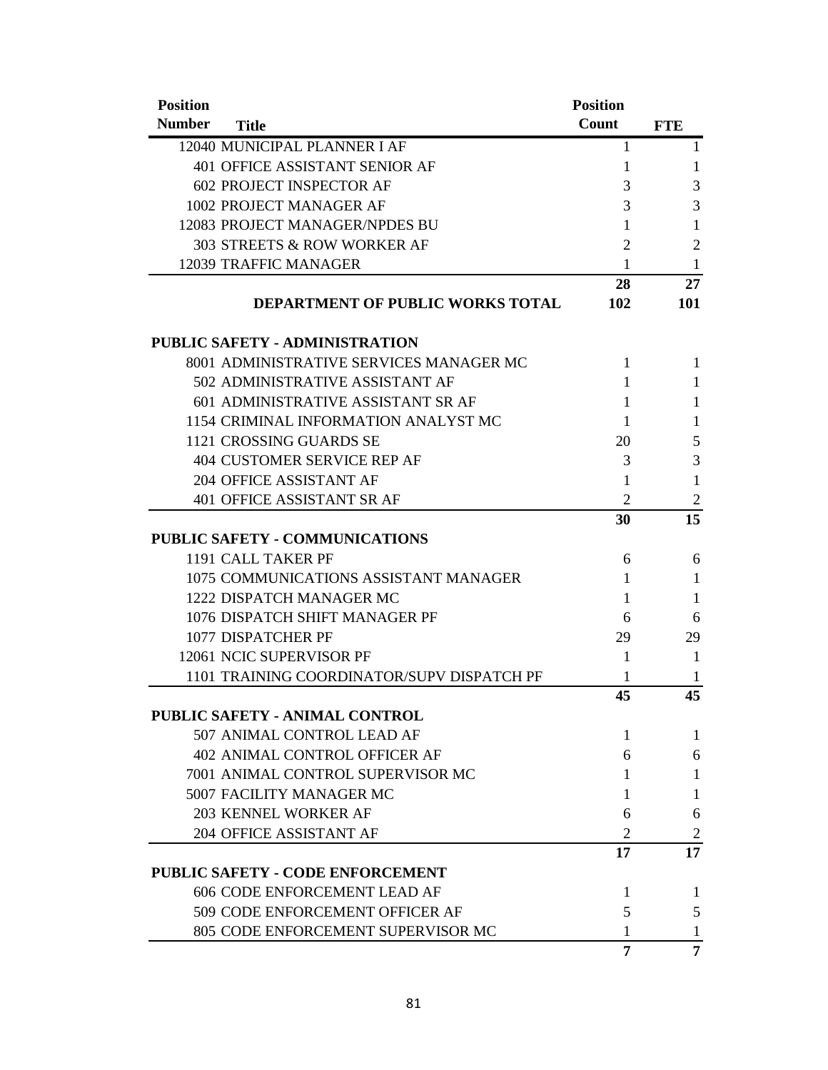| Position Number | Title | Position Count | FTE |
|---|---|---|---|
| 12040 | MUNICIPAL PLANNER I AF | 1 | 1 |
| 401 | OFFICE ASSISTANT SENIOR AF | 1 | 1 |
| 602 | PROJECT INSPECTOR AF | 3 | 3 |
| 1002 | PROJECT MANAGER AF | 3 | 3 |
| 12083 | PROJECT MANAGER/NPDES BU | 1 | 1 |
| 303 | STREETS & ROW WORKER AF | 2 | 2 |
| 12039 | TRAFFIC MANAGER | 1 | 1 |
| | | **28** | **27** |
| | **DEPARTMENT OF PUBLIC WORKS TOTAL** | **102** | **101** |
| | | | |
| **PUBLIC SAFETY - ADMINISTRATION** | | | |
| 8001 | ADMINISTRATIVE SERVICES MANAGER MC | 1 | 1 |
| 502 | ADMINISTRATIVE ASSISTANT AF | 1 | 1 |
| 601 | ADMINISTRATIVE ASSISTANT SR AF | 1 | 1 |
| 1154 | CRIMINAL INFORMATION ANALYST MC | 1 | 1 |
| 1121 | CROSSING GUARDS SE | 20 | 5 |
| 404 | CUSTOMER SERVICE REP AF | 3 | 3 |
| 204 | OFFICE ASSISTANT AF | 1 | 1 |
| 401 | OFFICE ASSISTANT SR AF | 2 | 2 |
| | | **30** | **15** |
| **PUBLIC SAFETY - COMMUNICATIONS** | | | |
| 1191 | CALL TAKER PF | 6 | 6 |
| 1075 | COMMUNICATIONS ASSISTANT MANAGER | 1 | 1 |
| 1222 | DISPATCH MANAGER MC | 1 | 1 |
| 1076 | DISPATCH SHIFT MANAGER PF | 6 | 6 |
| 1077 | DISPATCHER PF | 29 | 29 |
| 12061 | NCIC SUPERVISOR PF | 1 | 1 |
| 1101 | TRAINING COORDINATOR/SUPV DISPATCH PF | 1 | 1 |
| | | **45** | **45** |
| **PUBLIC SAFETY - ANIMAL CONTROL** | | | |
| 507 | ANIMAL CONTROL LEAD AF | 1 | 1 |
| 402 | ANIMAL CONTROL OFFICER AF | 6 | 6 |
| 7001 | ANIMAL CONTROL SUPERVISOR MC | 1 | 1 |
| 5007 | FACILITY MANAGER MC | 1 | 1 |
| 203 | KENNEL WORKER AF | 6 | 6 |
| 204 | OFFICE ASSISTANT AF | 2 | 2 |
| | | **17** | **17** |
| **PUBLIC SAFETY - CODE ENFORCEMENT** | | | |
| 606 | CODE ENFORCEMENT LEAD AF | 1 | 1 |
| 509 | CODE ENFORCEMENT OFFICER AF | 5 | 5 |
| 805 | CODE ENFORCEMENT SUPERVISOR MC | 1 | 1 |
| | | **7** | **7** |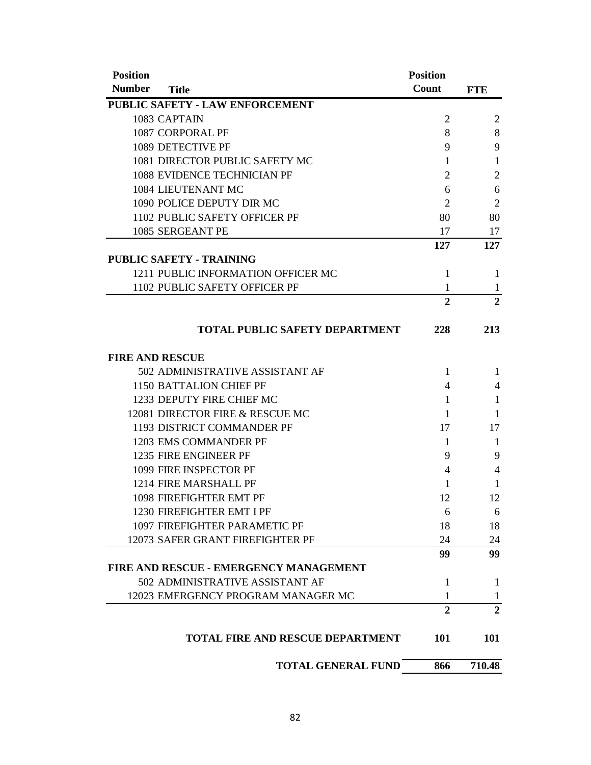| Position Number | Title | Position Count | FTE |
|---|---|---|---|
| **PUBLIC SAFETY - LAW ENFORCEMENT** | | | |
| 1083 | CAPTAIN | 2 | 2 |
| 1087 | CORPORAL PF | 8 | 8 |
| 1089 | DETECTIVE PF | 9 | 9 |
| 1081 | DIRECTOR PUBLIC SAFETY MC | 1 | 1 |
| 1088 | EVIDENCE TECHNICIAN PF | 2 | 2 |
| 1084 | LIEUTENANT MC | 6 | 6 |
| 1090 | POLICE DEPUTY DIR MC | 2 | 2 |
| 1102 | PUBLIC SAFETY OFFICER PF | 80 | 80 |
| 1085 | SERGEANT PE | 17 | 17 |
| | | **127** | **127** |
| **PUBLIC SAFETY - TRAINING** | | | |
| 1211 | PUBLIC INFORMATION OFFICER MC | 1 | 1 |
| 1102 | PUBLIC SAFETY OFFICER PF | 1 | 1 |
| | | **2** | **2** |
| | **TOTAL PUBLIC SAFETY DEPARTMENT** | **228** | **213** |
| **FIRE AND RESCUE** | | | |
| 502 | ADMINISTRATIVE ASSISTANT AF | 1 | 1 |
| 1150 | BATTALION CHIEF PF | 4 | 4 |
| 1233 | DEPUTY FIRE CHIEF MC | 1 | 1 |
| 12081 | DIRECTOR FIRE & RESCUE MC | 1 | 1 |
| 1193 | DISTRICT COMMANDER PF | 17 | 17 |
| 1203 | EMS COMMANDER PF | 1 | 1 |
| 1235 | FIRE ENGINEER PF | 9 | 9 |
| 1099 | FIRE INSPECTOR PF | 4 | 4 |
| 1214 | FIRE MARSHALL PF | 1 | 1 |
| 1098 | FIREFIGHTER EMT PF | 12 | 12 |
| 1230 | FIREFIGHTER EMT I PF | 6 | 6 |
| 1097 | FIREFIGHTER PARAMETIC PF | 18 | 18 |
| 12073 | SAFER GRANT FIREFIGHTER PF | 24 | 24 |
| | | **99** | **99** |
| **FIRE AND RESCUE - EMERGENCY MANAGEMENT** | | | |
| 502 | ADMINISTRATIVE ASSISTANT AF | 1 | 1 |
| 12023 | EMERGENCY PROGRAM MANAGER MC | 1 | 1 |
| | | **2** | **2** |
| | **TOTAL FIRE AND RESCUE DEPARTMENT** | **101** | **101** |
| | **TOTAL GENERAL FUND** | **866** | **710.48** |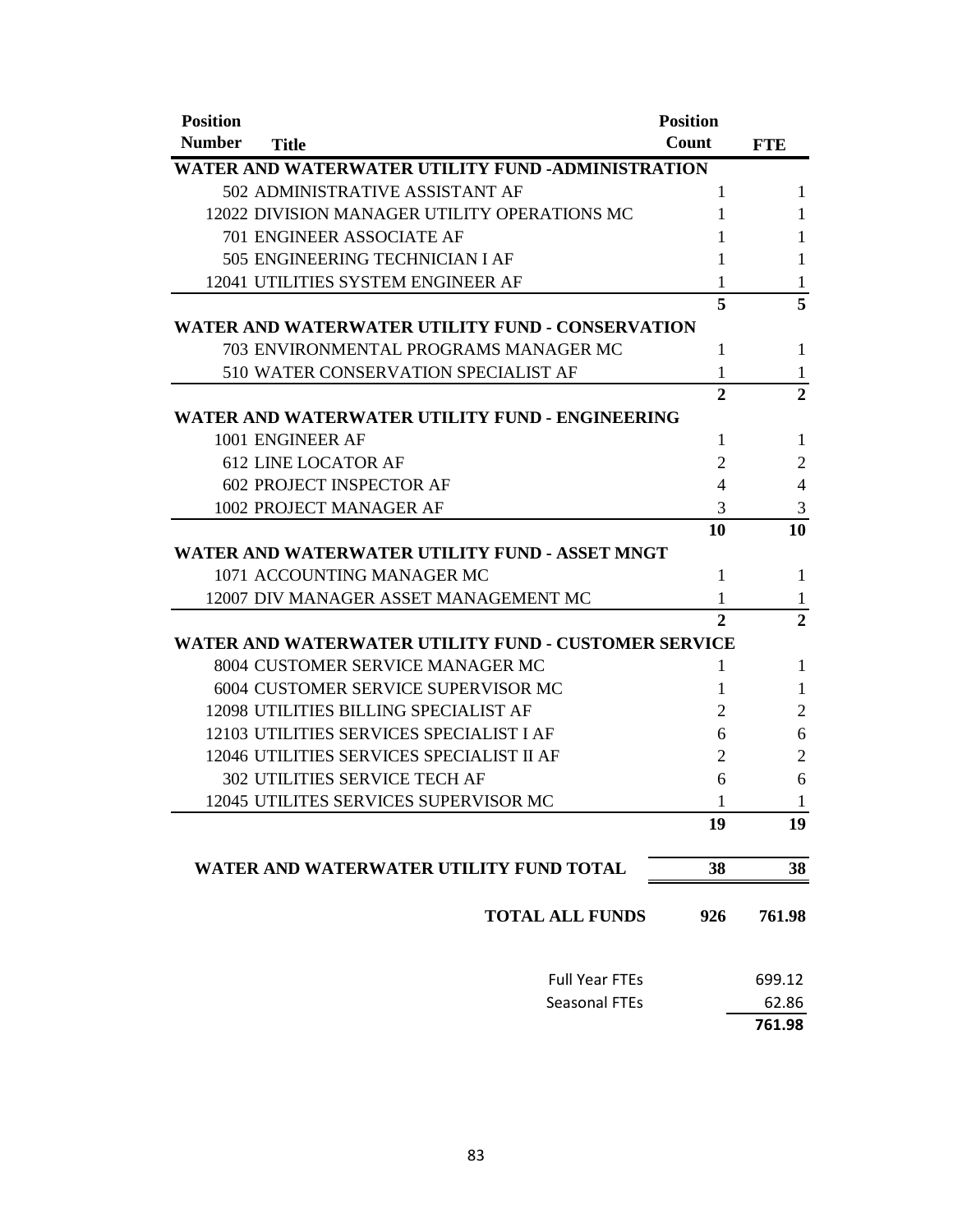| Position Number | Title | Position Count | FTE |
|---|---|---|---|
| **WATER AND WATERWATER UTILITY FUND -ADMINISTRATION** | | | |
| 502 | ADMINISTRATIVE ASSISTANT AF | 1 | 1 |
| 12022 | DIVISION MANAGER UTILITY OPERATIONS MC | 1 | 1 |
| 701 | ENGINEER ASSOCIATE AF | 1 | 1 |
| 505 | ENGINEERING TECHNICIAN I AF | 1 | 1 |
| 12041 | UTILITIES SYSTEM ENGINEER AF | 1 | 1 |
| | | **5** | **5** |
| **WATER AND WATERWATER UTILITY FUND - CONSERVATION** | | | |
| 703 | ENVIRONMENTAL PROGRAMS MANAGER MC | 1 | 1 |
| 510 | WATER CONSERVATION SPECIALIST AF | 1 | 1 |
| | | **2** | **2** |
| **WATER AND WATERWATER UTILITY FUND - ENGINEERING** | | | |
| 1001 | ENGINEER AF | 1 | 1 |
| 612 | LINE LOCATOR AF | 2 | 2 |
| 602 | PROJECT INSPECTOR AF | 4 | 4 |
| 1002 | PROJECT MANAGER AF | 3 | 3 |
| | | **10** | **10** |
| **WATER AND WATERWATER UTILITY FUND - ASSET MNGT** | | | |
| 1071 | ACCOUNTING MANAGER MC | 1 | 1 |
| 12007 | DIV MANAGER ASSET MANAGEMENT MC | 1 | 1 |
| | | **2** | **2** |
| **WATER AND WATERWATER UTILITY FUND - CUSTOMER SERVICE** | | | |
| 8004 | CUSTOMER SERVICE MANAGER MC | 1 | 1 |
| 6004 | CUSTOMER SERVICE SUPERVISOR MC | 1 | 1 |
| 12098 | UTILITIES BILLING SPECIALIST AF | 2 | 2 |
| 12103 | UTILITIES SERVICES SPECIALIST I AF | 6 | 6 |
| 12046 | UTILITIES SERVICES SPECIALIST II AF | 2 | 2 |
| 302 | UTILITIES SERVICE TECH AF | 6 | 6 |
| 12045 | UTILITES SERVICES SUPERVISOR MC | 1 | 1 |
| | | **19** | **19** |
| | **WATER AND WATERWATER UTILITY FUND TOTAL** | **38** | **38** |
| | **TOTAL ALL FUNDS** | **926** | **761.98** |
| | Full Year FTEs | | 699.12 |
| | Seasonal FTEs | | 62.86 |
| | | | **761.98** |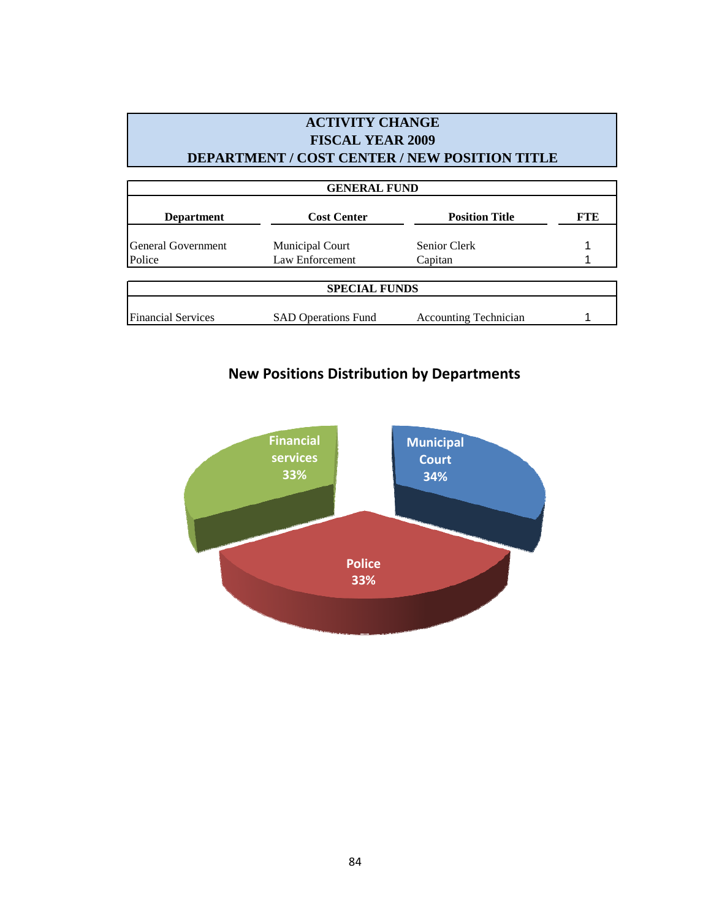# ACTIVITY CHANGE
# FISCAL YEAR 2009
# DEPARTMENT / COST CENTER / NEW POSITION TITLE

| Department | Cost Center | Position Title | FTE |
|---|---|---|---|
| **GENERAL FUND** | | | |
| General Government | Municipal Court | Senior Clerk | 1 |
| Police | Law Enforcement | Capitan | 1 |
| **SPECIAL FUNDS** | | | |
| Financial Services | SAD Operations Fund | Accounting Technician | 1 |

## New Positions Distribution by Departments

Financial services 33%

Municipal Court 34%

Police 33%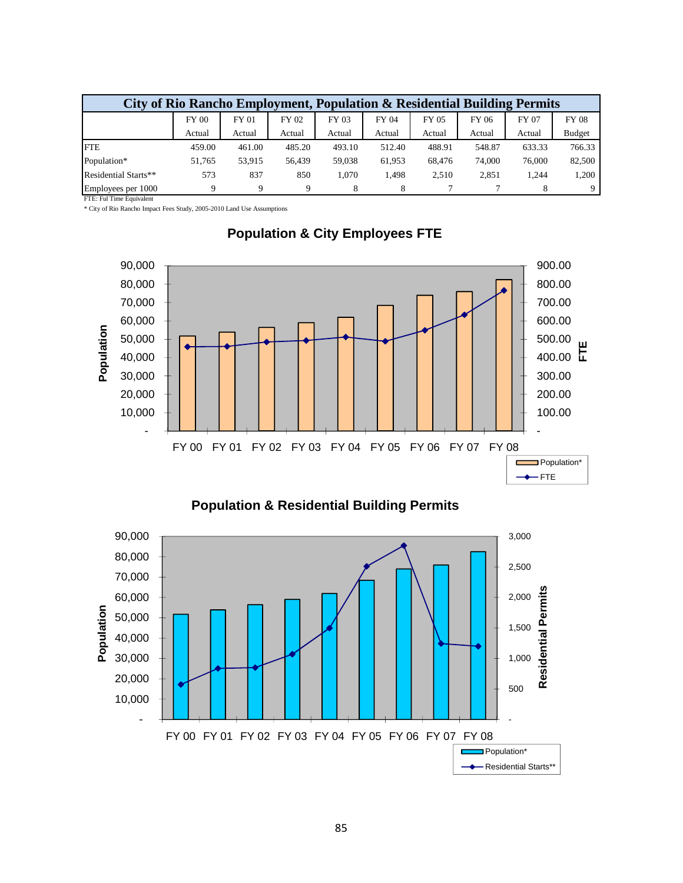## City of Rio Rancho Employment, Population & Residential Building Permits

| | FY 00 Actual | FY 01 Actual | FY 02 Actual | FY 03 Actual | FY 04 Actual | FY 05 Actual | FY 06 Actual | FY 07 Actual | FY 08 Budget |
|---|---|---|---|---|---|---|---|---|---|
| FTE | 459.00 | 461.00 | 485.20 | 493.10 | 512.40 | 488.91 | 548.87 | 633.33 | 766.33 |
| Population* | 51,765 | 53,915 | 56,439 | 59,038 | 61,953 | 68,476 | 74,000 | 76,000 | 82,500 |
| Residential Starts** | 573 | 837 | 850 | 1,070 | 1,498 | 2,510 | 2,851 | 1,244 | 1,200 |
| Employees per 1000 | 9 | 9 | 9 | 8 | 8 | 7 | 7 | 8 | 9 |

FTE: Ful Time Equivalent

* City of Rio Rancho Impact Fees Study, 2005-2010 Land Use Assumptions

### Population & City Employees FTE

| | FY 00 | FY 01 | FY 02 | FY 03 | FY 04 | FY 05 | FY 06 | FY 07 | FY 08 |
|---|---|---|---|---|---|---|---|---|---|
| Population* | 51,765 | 53,915 | 56,439 | 59,038 | 61,953 | 68,476 | 74,000 | 76,000 | 82,500 |
| FTE | 459.00 | 461.00 | 485.20 | 493.10 | 512.40 | 488.91 | 548.87 | 633.33 | 766.33 |

### Population & Residential Building Permits

| | FY 00 | FY 01 | FY 02 | FY 03 | FY 04 | FY 05 | FY 06 | FY 07 | FY 08 |
|---|---|---|---|---|---|---|---|---|---|
| Population* | 51,765 | 53,915 | 56,439 | 59,038 | 61,953 | 68,476 | 74,000 | 76,000 | 82,500 |
| Residential Starts** | 573 | 837 | 850 | 1,070 | 1,498 | 2,510 | 2,851 | 1,244 | 1,200 |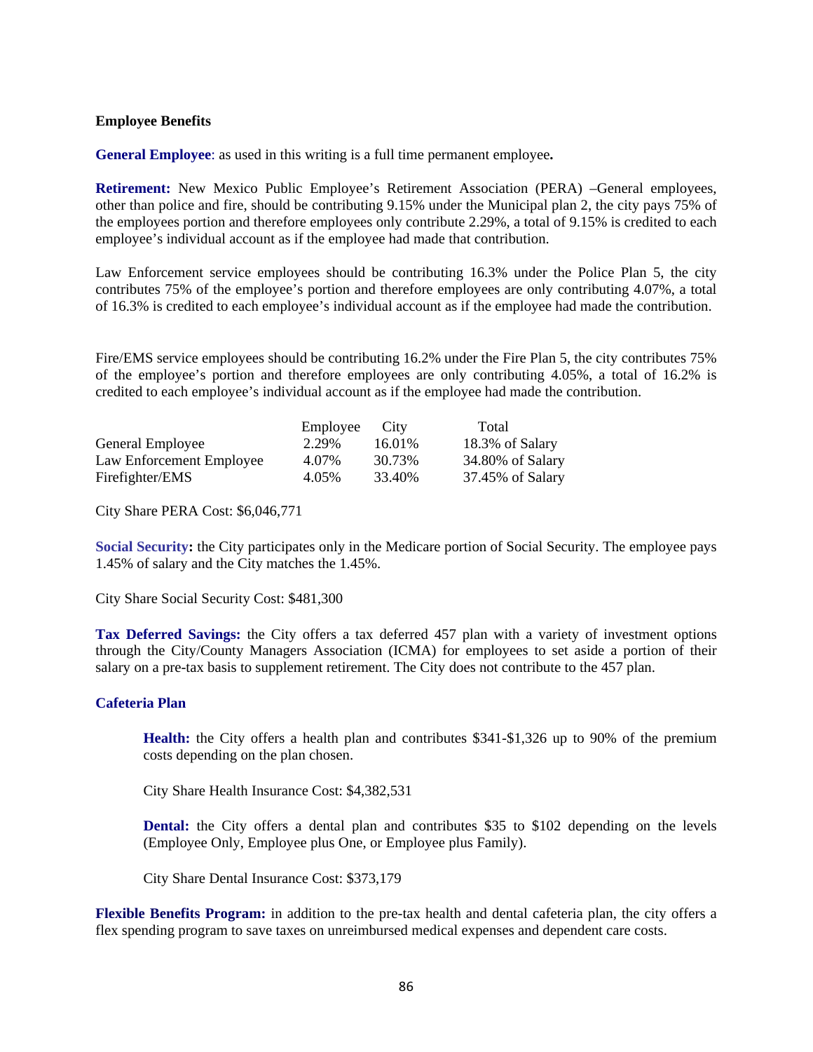**Employee Benefits**

**General Employee**: as used in this writing is a full time permanent employee**.**

**Retirement:** New Mexico Public Employee's Retirement Association (PERA) –General employees, other than police and fire, should be contributing 9.15% under the Municipal plan 2, the city pays 75% of the employees portion and therefore employees only contribute 2.29%, a total of 9.15% is credited to each employee's individual account as if the employee had made that contribution.

Law Enforcement service employees should be contributing 16.3% under the Police Plan 5, the city contributes 75% of the employee's portion and therefore employees are only contributing 4.07%, a total of 16.3% is credited to each employee's individual account as if the employee had made the contribution.

Fire/EMS service employees should be contributing 16.2% under the Fire Plan 5, the city contributes 75% of the employee's portion and therefore employees are only contributing 4.05%, a total of 16.2% is credited to each employee's individual account as if the employee had made the contribution.

| | Employee | City | Total |
|---|---|---|---|
| General Employee | 2.29% | 16.01% | 18.3% of Salary |
| Law Enforcement Employee | 4.07% | 30.73% | 34.80% of Salary |
| Firefighter/EMS | 4.05% | 33.40% | 37.45% of Salary |

City Share PERA Cost: $6,046,771

**Social Security:** the City participates only in the Medicare portion of Social Security. The employee pays 1.45% of salary and the City matches the 1.45%.

City Share Social Security Cost: $481,300

**Tax Deferred Savings:** the City offers a tax deferred 457 plan with a variety of investment options through the City/County Managers Association (ICMA) for employees to set aside a portion of their salary on a pre-tax basis to supplement retirement. The City does not contribute to the 457 plan.

**Cafeteria Plan**

**Health:** the City offers a health plan and contributes $341-$1,326 up to 90% of the premium costs depending on the plan chosen.

City Share Health Insurance Cost: $4,382,531

**Dental:** the City offers a dental plan and contributes $35 to $102 depending on the levels (Employee Only, Employee plus One, or Employee plus Family).

City Share Dental Insurance Cost: $373,179

**Flexible Benefits Program:** in addition to the pre-tax health and dental cafeteria plan, the city offers a flex spending program to save taxes on unreimbursed medical expenses and dependent care costs.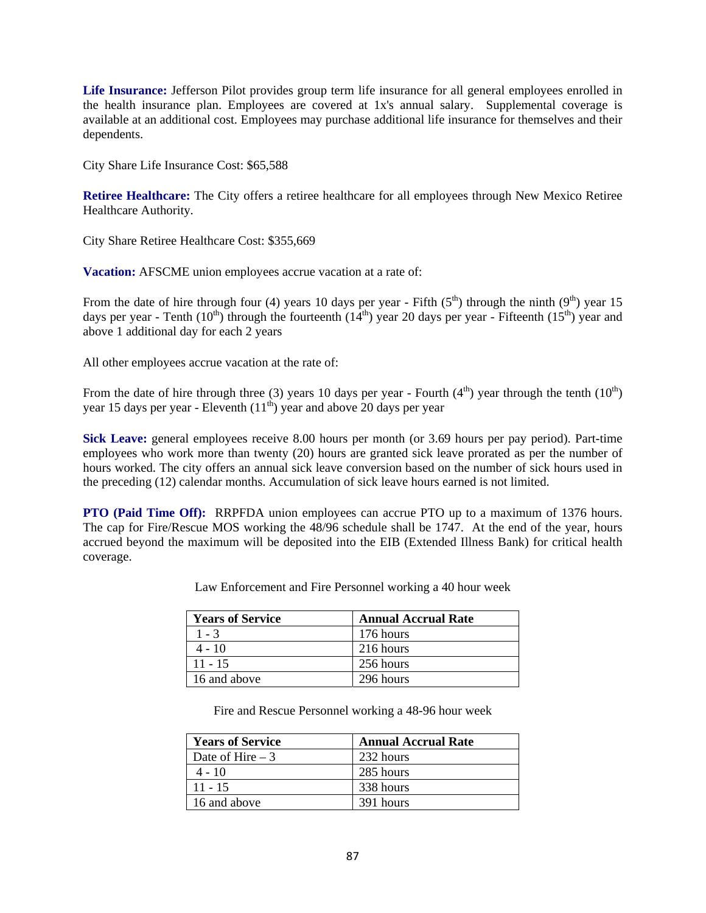**Life Insurance:** Jefferson Pilot provides group term life insurance for all general employees enrolled in the health insurance plan. Employees are covered at 1x's annual salary. Supplemental coverage is available at an additional cost. Employees may purchase additional life insurance for themselves and their dependents.

City Share Life Insurance Cost: $65,588

**Retiree Healthcare:** The City offers a retiree healthcare for all employees through New Mexico Retiree Healthcare Authority.

City Share Retiree Healthcare Cost: $355,669

**Vacation:** AFSCME union employees accrue vacation at a rate of:

From the date of hire through four (4) years 10 days per year - Fifth (5th) through the ninth (9th) year 15 days per year - Tenth (10th) through the fourteenth (14th) year 20 days per year - Fifteenth (15th) year and above 1 additional day for each 2 years

All other employees accrue vacation at the rate of:

From the date of hire through three (3) years 10 days per year - Fourth (4th) year through the tenth (10th) year 15 days per year - Eleventh (11th) year and above 20 days per year

**Sick Leave:** general employees receive 8.00 hours per month (or 3.69 hours per pay period). Part-time employees who work more than twenty (20) hours are granted sick leave prorated as per the number of hours worked. The city offers an annual sick leave conversion based on the number of sick hours used in the preceding (12) calendar months. Accumulation of sick leave hours earned is not limited.

**PTO (Paid Time Off):** RRPFDA union employees can accrue PTO up to a maximum of 1376 hours. The cap for Fire/Rescue MOS working the 48/96 schedule shall be 1747. At the end of the year, hours accrued beyond the maximum will be deposited into the EIB (Extended Illness Bank) for critical health coverage.

Law Enforcement and Fire Personnel working a 40 hour week

| Years of Service | Annual Accrual Rate |
|---|---|
| 1 - 3 | 176 hours |
| 4 - 10 | 216 hours |
| 11 - 15 | 256 hours |
| 16 and above | 296 hours |

Fire and Rescue Personnel working a 48-96 hour week

| Years of Service | Annual Accrual Rate |
|---|---|
| Date of Hire – 3 | 232 hours |
| 4 - 10 | 285 hours |
| 11 - 15 | 338 hours |
| 16 and above | 391 hours |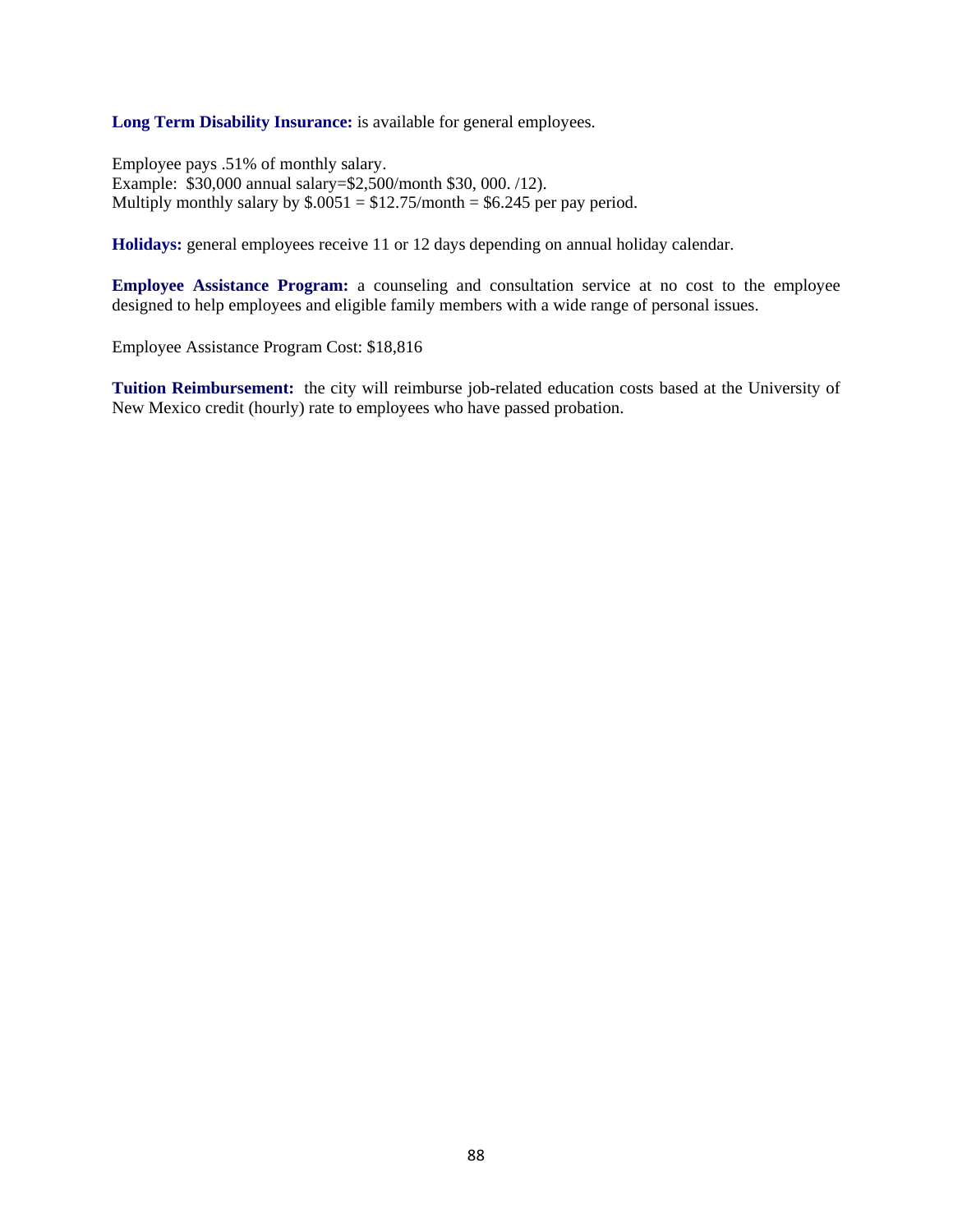**Long Term Disability Insurance:** is available for general employees.

Employee pays .51% of monthly salary.
Example: $30,000 annual salary=$2,500/month $30, 000. /12).
Multiply monthly salary by $.0051 = $12.75/month = $6.245 per pay period.

**Holidays:** general employees receive 11 or 12 days depending on annual holiday calendar.

**Employee Assistance Program:** a counseling and consultation service at no cost to the employee designed to help employees and eligible family members with a wide range of personal issues.

Employee Assistance Program Cost: $18,816

**Tuition Reimbursement:** the city will reimburse job-related education costs based at the University of New Mexico credit (hourly) rate to employees who have passed probation.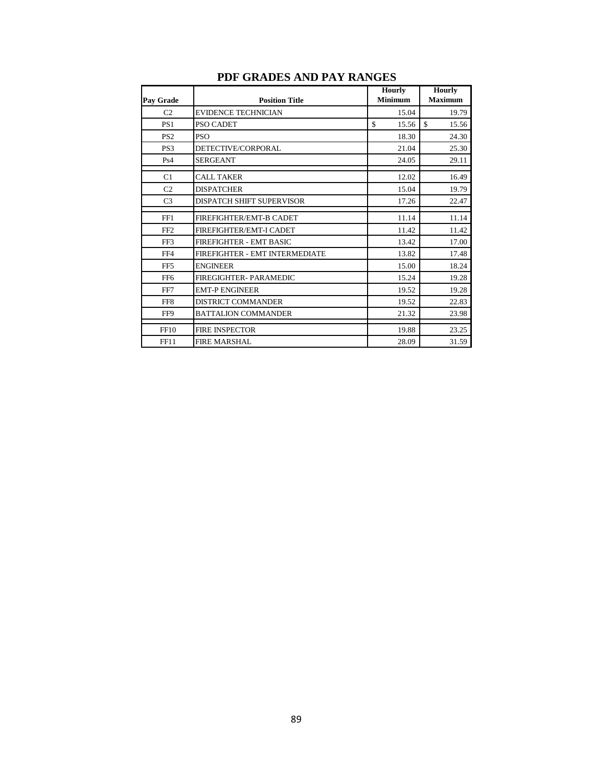# PDF GRADES AND PAY RANGES

| Pay Grade | Position Title | Hourly Minimum | Hourly Maximum |
|---|---|---|---|
| C2 | EVIDENCE TECHNICIAN | 15.04 | 19.79 |
| PS1 | PSO CADET | $ 15.56 | $ 15.56 |
| PS2 | PSO | 18.30 | 24.30 |
| PS3 | DETECTIVE/CORPORAL | 21.04 | 25.30 |
| Ps4 | SERGEANT | 24.05 | 29.11 |
| | | | |
| C1 | CALL TAKER | 12.02 | 16.49 |
| C2 | DISPATCHER | 15.04 | 19.79 |
| C3 | DISPATCH SHIFT SUPERVISOR | 17.26 | 22.47 |
| | | | |
| FF1 | FIREFIGHTER/EMT-B CADET | 11.14 | 11.14 |
| FF2 | FIREFIGHTER/EMT-I CADET | 11.42 | 11.42 |
| FF3 | FIREFIGHTER - EMT BASIC | 13.42 | 17.00 |
| FF4 | FIREFIGHTER - EMT INTERMEDIATE | 13.82 | 17.48 |
| FF5 | ENGINEER | 15.00 | 18.24 |
| FF6 | FIREGIGHTER- PARAMEDIC | 15.24 | 19.28 |
| FF7 | EMT-P ENGINEER | 19.52 | 19.28 |
| FF8 | DISTRICT COMMANDER | 19.52 | 22.83 |
| FF9 | BATTALION COMMANDER | 21.32 | 23.98 |
| | | | |
| FF10 | FIRE INSPECTOR | 19.88 | 23.25 |
| FF11 | FIRE MARSHAL | 28.09 | 31.59 |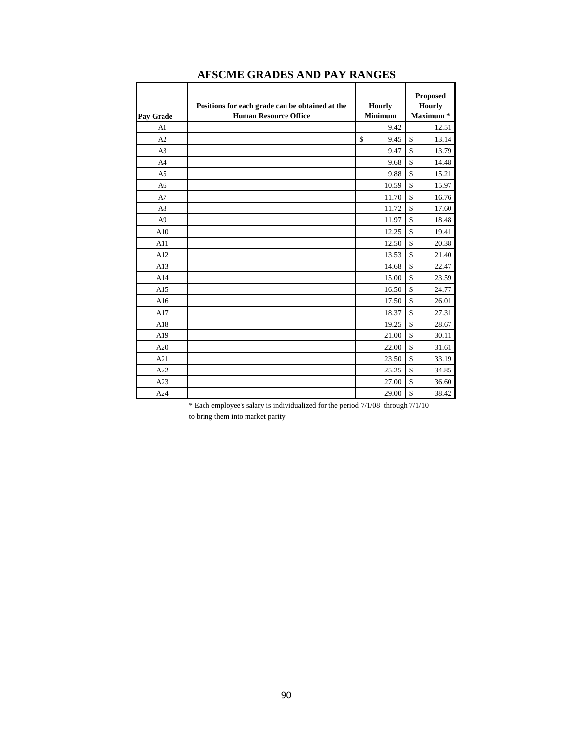## AFSCME GRADES AND PAY RANGES

| Pay Grade | Positions for each grade can be obtained at the Human Resource Office | Hourly Minimum | Proposed Hourly Maximum * |
|---|---|---|---|
| A1 | | 9.42 | 12.51 |
| A2 | | $ 9.45 | $ 13.14 |
| A3 | | 9.47 | $ 13.79 |
| A4 | | 9.68 | $ 14.48 |
| A5 | | 9.88 | $ 15.21 |
| A6 | | 10.59 | $ 15.97 |
| A7 | | 11.70 | $ 16.76 |
| A8 | | 11.72 | $ 17.60 |
| A9 | | 11.97 | $ 18.48 |
| A10 | | 12.25 | $ 19.41 |
| A11 | | 12.50 | $ 20.38 |
| A12 | | 13.53 | $ 21.40 |
| A13 | | 14.68 | $ 22.47 |
| A14 | | 15.00 | $ 23.59 |
| A15 | | 16.50 | $ 24.77 |
| A16 | | 17.50 | $ 26.01 |
| A17 | | 18.37 | $ 27.31 |
| A18 | | 19.25 | $ 28.67 |
| A19 | | 21.00 | $ 30.11 |
| A20 | | 22.00 | $ 31.61 |
| A21 | | 23.50 | $ 33.19 |
| A22 | | 25.25 | $ 34.85 |
| A23 | | 27.00 | $ 36.60 |
| A24 | | 29.00 | $ 38.42 |

* Each employee's salary is individualized for the period 7/1/08 through 7/1/10 to bring them into market parity